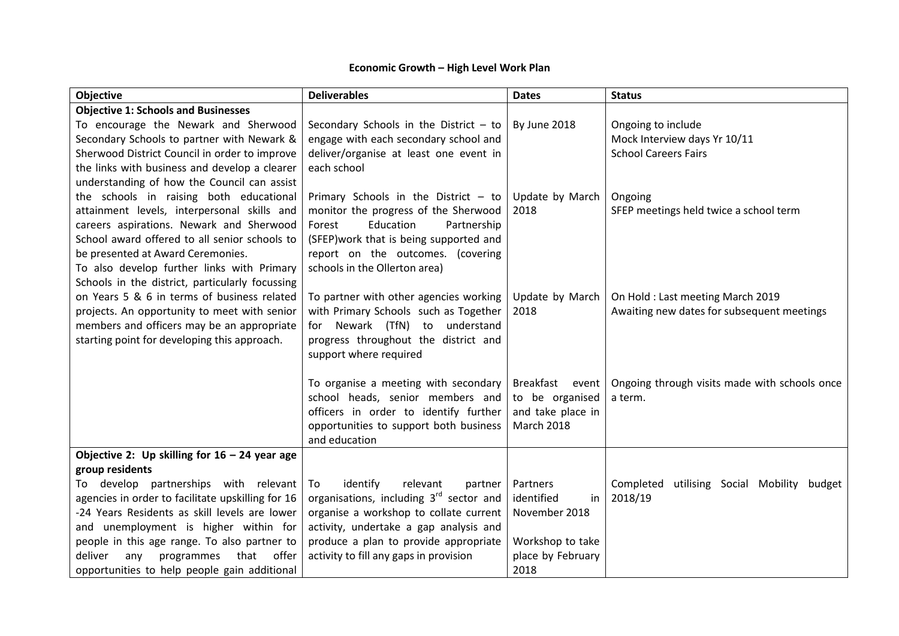# Economic Growth – High Level Work Plan

| Objective | Deliverables | Dates | Status |
|---|---|---|---|
| **Objective 1: Schools and Businesses**<br>To encourage the Newark and Sherwood Secondary Schools to partner with Newark & Sherwood District Council in order to improve the links with business and develop a clearer understanding of how the Council can assist the schools in raising both educational attainment levels, interpersonal skills and careers aspirations. Newark and Sherwood School award offered to all senior schools to be presented at Award Ceremonies.<br>To also develop further links with Primary Schools in the district, particularly focussing on Years 5 & 6 in terms of business related projects. An opportunity to meet with senior members and officers may be an appropriate starting point for developing this approach. | Secondary Schools in the District – to engage with each secondary school and deliver/organise at least one event in each school | By June 2018 | Ongoing to include<br>Mock Interview days Yr 10/11<br>School Careers Fairs |
| | Primary Schools in the District – to monitor the progress of the Sherwood Forest Education Partnership (SFEP)work that is being supported and report on the outcomes. (covering schools in the Ollerton area) | Update by March 2018 | Ongoing<br>SFEP meetings held twice a school term |
| | To partner with other agencies working with Primary Schools such as Together for Newark (TfN) to understand progress throughout the district and support where required | Update by March 2018 | On Hold : Last meeting March 2019<br>Awaiting new dates for subsequent meetings |
| | To organise a meeting with secondary school heads, senior members and officers in order to identify further opportunities to support both business and education | Breakfast event to be organised and take place in March 2018 | Ongoing through visits made with schools once a term. |
| **Objective 2: Up skilling for 16 – 24 year age group residents**<br>To develop partnerships with relevant agencies in order to facilitate upskilling for 16 -24 Years Residents as skill levels are lower and unemployment is higher within for people in this age range. To also partner to deliver any programmes that offer opportunities to help people gain additional | To identify relevant partner organisations, including 3rd sector and organise a workshop to collate current activity, undertake a gap analysis and produce a plan to provide appropriate activity to fill any gaps in provision | Partners identified in November 2018<br><br>Workshop to take place by February 2018 | Completed utilising Social Mobility budget 2018/19 |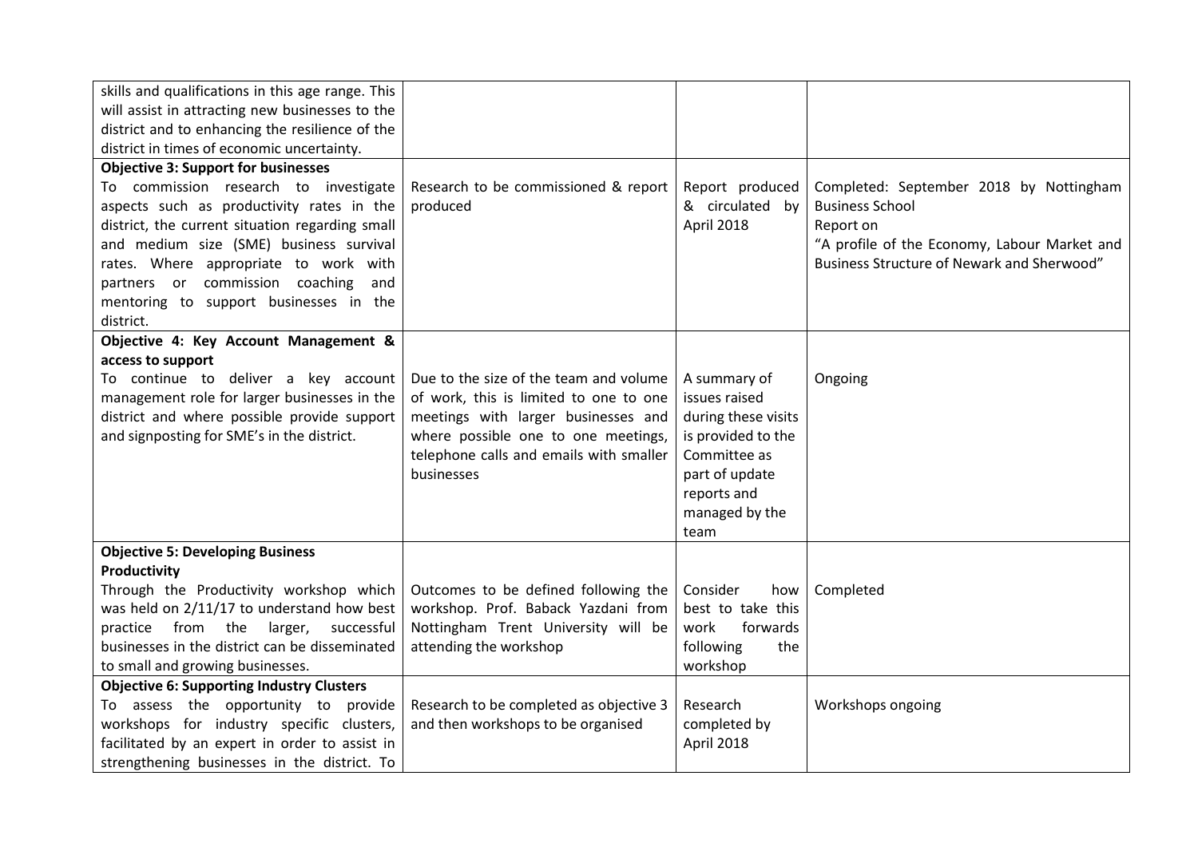| | | | |
|---|---|---|---|
| skills and qualifications in this age range. This will assist in attracting new businesses to the district and to enhancing the resilience of the district in times of economic uncertainty. | | | |
| **Objective 3: Support for businesses**<br>To commission research to investigate aspects such as productivity rates in the district, the current situation regarding small and medium size (SME) business survival rates. Where appropriate to work with partners or commission coaching and mentoring to support businesses in the district. | Research to be commissioned & report produced | Report produced & circulated by April 2018 | Completed: September 2018 by Nottingham Business School<br>Report on<br>"A profile of the Economy, Labour Market and Business Structure of Newark and Sherwood" |
| **Objective 4: Key Account Management & access to support**<br>To continue to deliver a key account management role for larger businesses in the district and where possible provide support and signposting for SME's in the district. | Due to the size of the team and volume of work, this is limited to one to one meetings with larger businesses and where possible one to one meetings, telephone calls and emails with smaller businesses | A summary of issues raised during these visits is provided to the Committee as part of update reports and managed by the team | Ongoing |
| **Objective 5: Developing Business Productivity**<br>Through the Productivity workshop which was held on 2/11/17 to understand how best practice from the larger, successful businesses in the district can be disseminated to small and growing businesses. | Outcomes to be defined following the workshop. Prof. Baback Yazdani from Nottingham Trent University will be attending the workshop | Consider how best to take this work forwards following the workshop | Completed |
| **Objective 6: Supporting Industry Clusters**<br>To assess the opportunity to provide workshops for industry specific clusters, facilitated by an expert in order to assist in strengthening businesses in the district. To | Research to be completed as objective 3 and then workshops to be organised | Research completed by April 2018 | Workshops ongoing |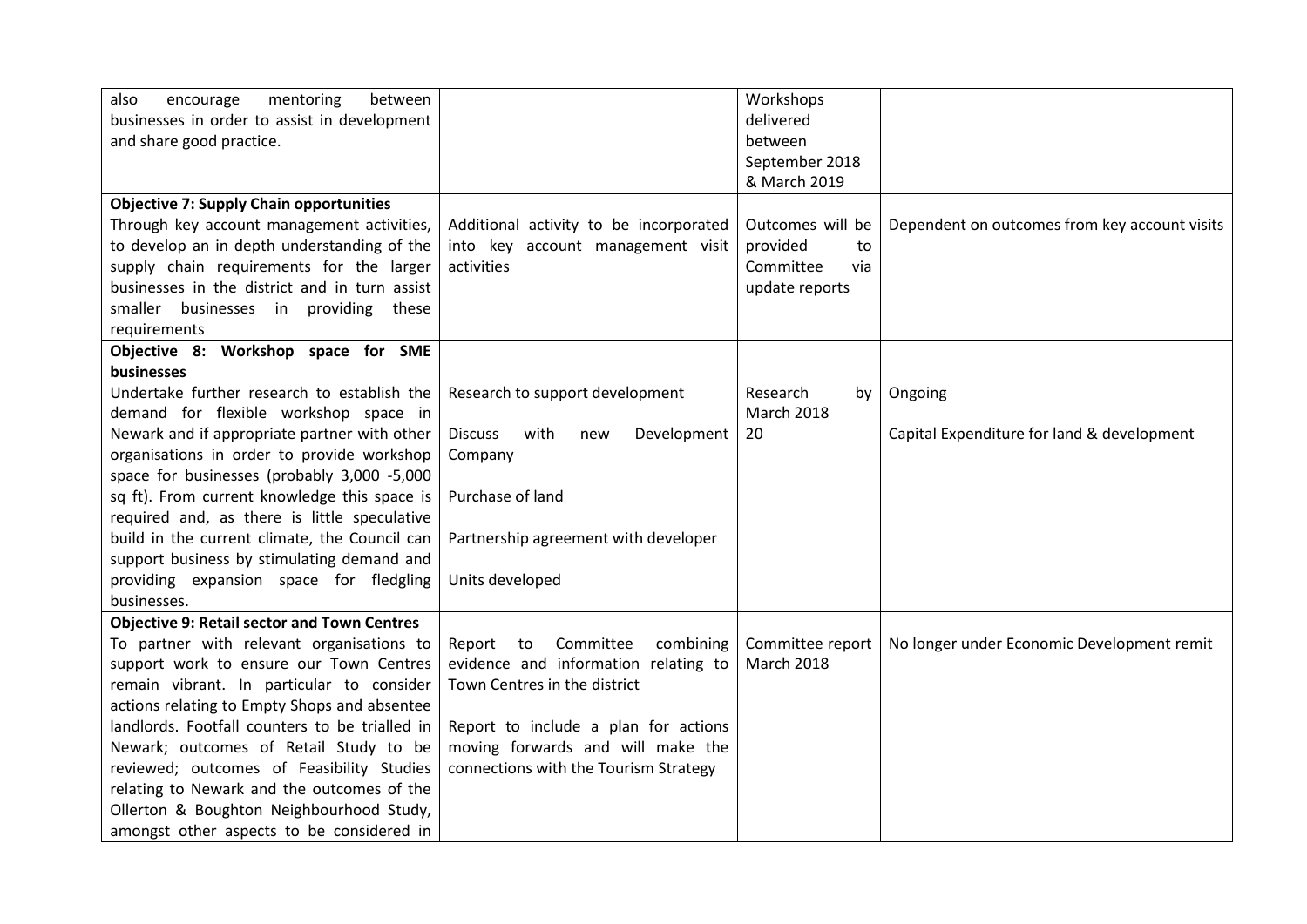| | | | |
|---|---|---|---|
| also encourage mentoring between businesses in order to assist in development and share good practice. | | Workshops delivered between September 2018 & March 2019 | |
| **Objective 7: Supply Chain opportunities**<br>Through key account management activities, to develop an in depth understanding of the supply chain requirements for the larger businesses in the district and in turn assist smaller businesses in providing these requirements | Additional activity to be incorporated into key account management visit activities | Outcomes will be provided to Committee via update reports | Dependent on outcomes from key account visits |
| **Objective 8: Workshop space for SME businesses**<br>Undertake further research to establish the demand for flexible workshop space in Newark and if appropriate partner with other organisations in order to provide workshop space for businesses (probably 3,000 -5,000 sq ft). From current knowledge this space is required and, as there is little speculative build in the current climate, the Council can support business by stimulating demand and providing expansion space for fledgling businesses. | Research to support development<br><br>Discuss with new Development Company<br><br>Purchase of land<br><br>Partnership agreement with developer<br><br>Units developed | Research by March 2018<br>20 | Ongoing<br><br>Capital Expenditure for land & development |
| **Objective 9: Retail sector and Town Centres**<br>To partner with relevant organisations to support work to ensure our Town Centres remain vibrant. In particular to consider actions relating to Empty Shops and absentee landlords. Footfall counters to be trialled in Newark; outcomes of Retail Study to be reviewed; outcomes of Feasibility Studies relating to Newark and the outcomes of the Ollerton & Boughton Neighbourhood Study, amongst other aspects to be considered in | Report to Committee combining evidence and information relating to Town Centres in the district<br><br>Report to include a plan for actions moving forwards and will make the connections with the Tourism Strategy | Committee report March 2018 | No longer under Economic Development remit |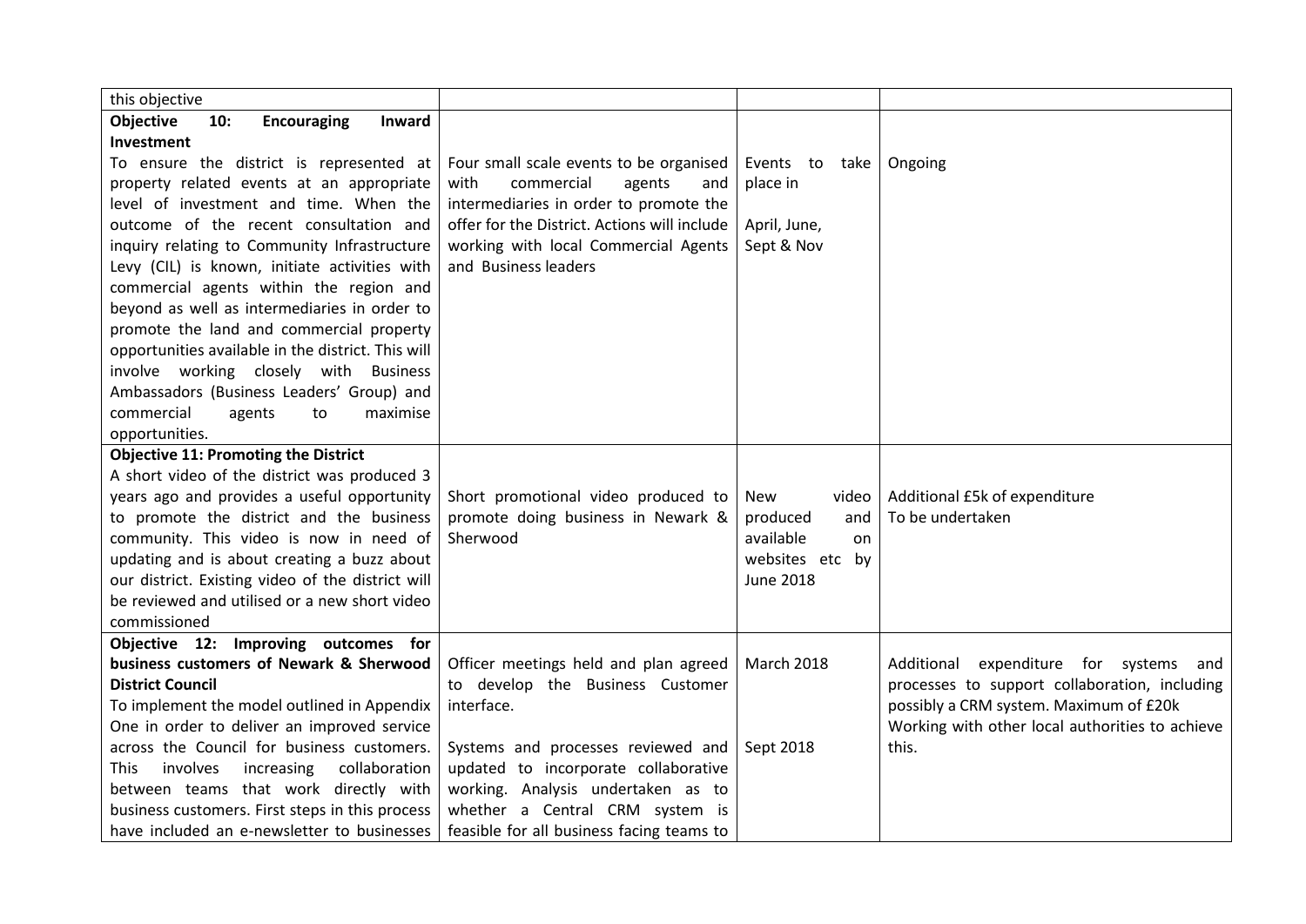| | | | |
|---|---|---|---|
| this objective | | | |
| **Objective 10: Encouraging Inward Investment**<br>To ensure the district is represented at property related events at an appropriate level of investment and time. When the outcome of the recent consultation and inquiry relating to Community Infrastructure Levy (CIL) is known, initiate activities with commercial agents within the region and beyond as well as intermediaries in order to promote the land and commercial property opportunities available in the district. This will involve working closely with Business Ambassadors (Business Leaders' Group) and commercial agents to maximise opportunities. | Four small scale events to be organised with commercial agents and intermediaries in order to promote the offer for the District. Actions will include working with local Commercial Agents and Business leaders | Events to take place in<br><br>April, June, Sept & Nov | Ongoing |
| **Objective 11: Promoting the District**<br>A short video of the district was produced 3 years ago and provides a useful opportunity to promote the district and the business community. This video is now in need of updating and is about creating a buzz about our district. Existing video of the district will be reviewed and utilised or a new short video commissioned | Short promotional video produced to promote doing business in Newark & Sherwood | New video produced and available on websites etc by June 2018 | Additional £5k of expenditure<br>To be undertaken |
| **Objective 12: Improving outcomes for business customers of Newark & Sherwood District Council**<br>To implement the model outlined in Appendix One in order to deliver an improved service across the Council for business customers. This involves increasing collaboration between teams that work directly with business customers. First steps in this process have included an e-newsletter to businesses | Officer meetings held and plan agreed to develop the Business Customer interface.<br><br>Systems and processes reviewed and updated to incorporate collaborative working. Analysis undertaken as to whether a Central CRM system is feasible for all business facing teams to | March 2018<br><br><br><br>Sept 2018 | Additional expenditure for systems and processes to support collaboration, including possibly a CRM system. Maximum of £20k<br>Working with other local authorities to achieve this. |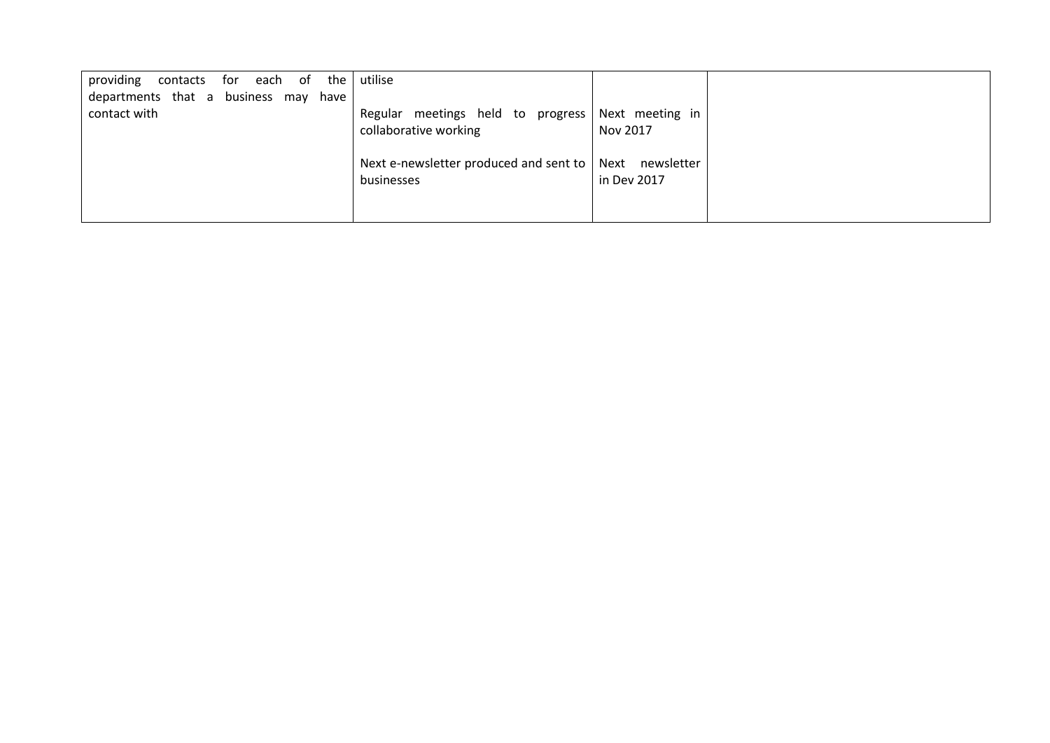| | | | |
|---|---|---|---|
| providing contacts for each of the departments that a business may have contact with | utilise<br><br>Regular meetings held to progress collaborative working<br><br>Next e-newsletter produced and sent to businesses | <br><br>Next meeting in Nov 2017<br><br>Next newsletter in Dev 2017 | |